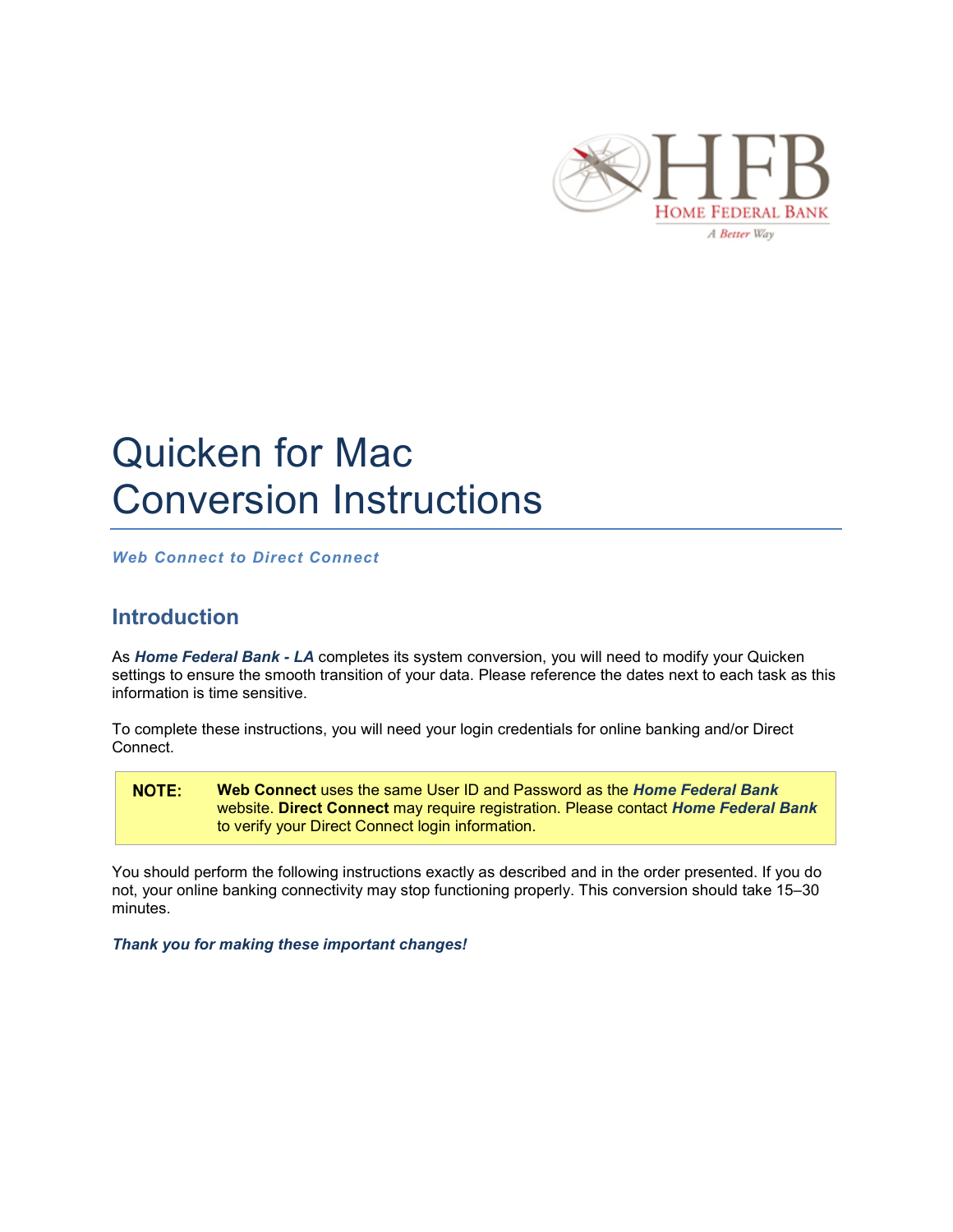# Quicken for Mac Conversion Instructions

***Web Connect to Direct Connect***

## Introduction

As ***Home Federal Bank - LA*** completes its system conversion, you will need to modify your Quicken settings to ensure the smooth transition of your data. Please reference the dates next to each task as this information is time sensitive.

To complete these instructions, you will need your login credentials for online banking and/or Direct Connect.

> **NOTE:** **Web Connect** uses the same User ID and Password as the ***Home Federal Bank*** website. **Direct Connect** may require registration. Please contact ***Home Federal Bank*** to verify your Direct Connect login information.

You should perform the following instructions exactly as described and in the order presented. If you do not, your online banking connectivity may stop functioning properly. This conversion should take 15–30 minutes.

***Thank you for making these important changes!***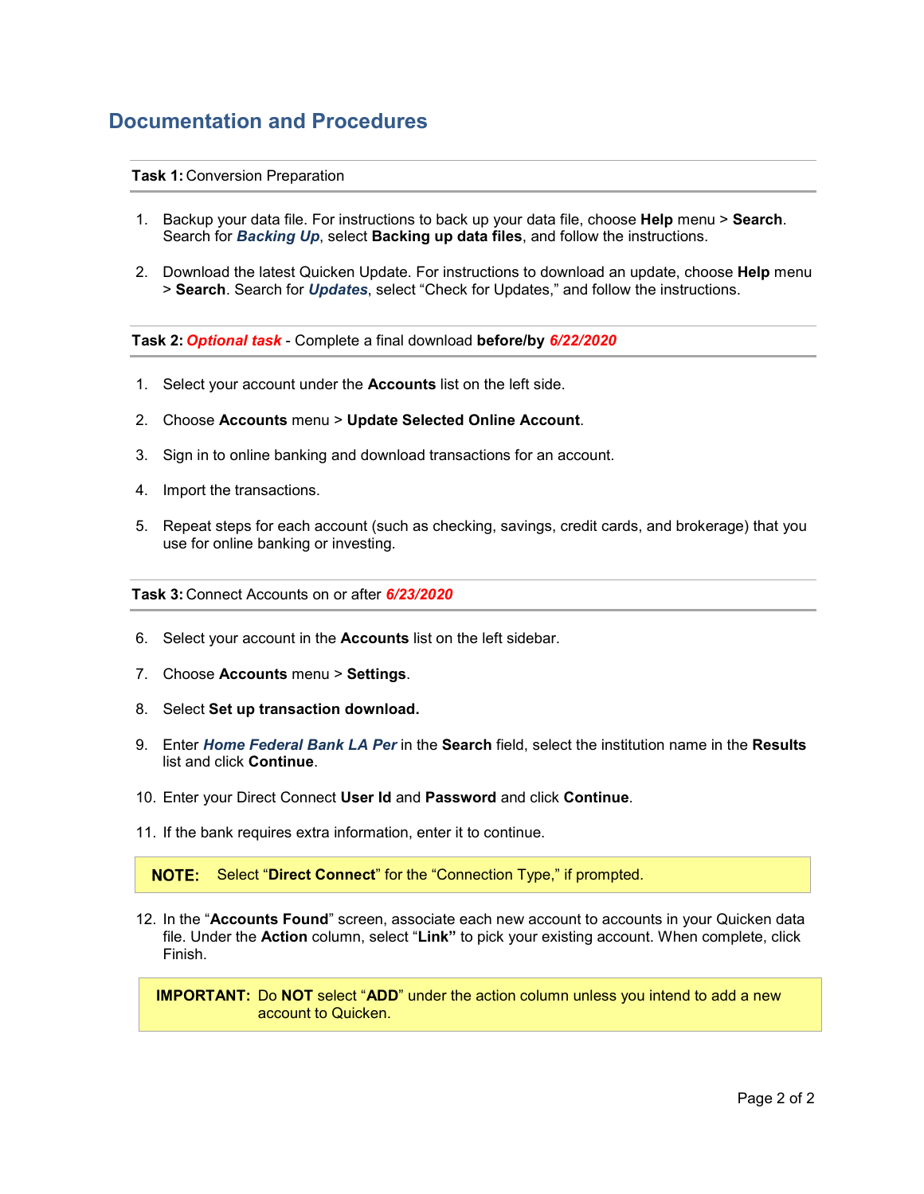## Documentation and Procedures

**Task 1:** Conversion Preparation

1. Backup your data file. For instructions to back up your data file, choose **Help** menu > **Search**. Search for ***Backing Up***, select **Backing up data files**, and follow the instructions.

2. Download the latest Quicken Update. For instructions to download an update, choose **Help** menu > **Search**. Search for ***Updates***, select “Check for Updates,” and follow the instructions.

**Task 2:** ***Optional task*** - Complete a final download **before/by** ***6/22/2020***

1. Select your account under the **Accounts** list on the left side.

2. Choose **Accounts** menu > **Update Selected Online Account**.

3. Sign in to online banking and download transactions for an account.

4. Import the transactions.

5. Repeat steps for each account (such as checking, savings, credit cards, and brokerage) that you use for online banking or investing.

**Task 3:** Connect Accounts on or after ***6/23/2020***

6. Select your account in the **Accounts** list on the left sidebar.

7. Choose **Accounts** menu > **Settings**.

8. Select **Set up transaction download.**

9. Enter ***Home Federal Bank LA Per*** in the **Search** field, select the institution name in the **Results** list and click **Continue**.

10. Enter your Direct Connect **User Id** and **Password** and click **Continue**.

11. If the bank requires extra information, enter it to continue.

**NOTE:** Select “**Direct Connect**” for the “Connection Type,” if prompted.

12. In the “**Accounts Found**” screen, associate each new account to accounts in your Quicken data file. Under the **Action** column, select “**Link”** to pick your existing account. When complete, click Finish.

**IMPORTANT:** Do **NOT** select “**ADD**” under the action column unless you intend to add a new account to Quicken.